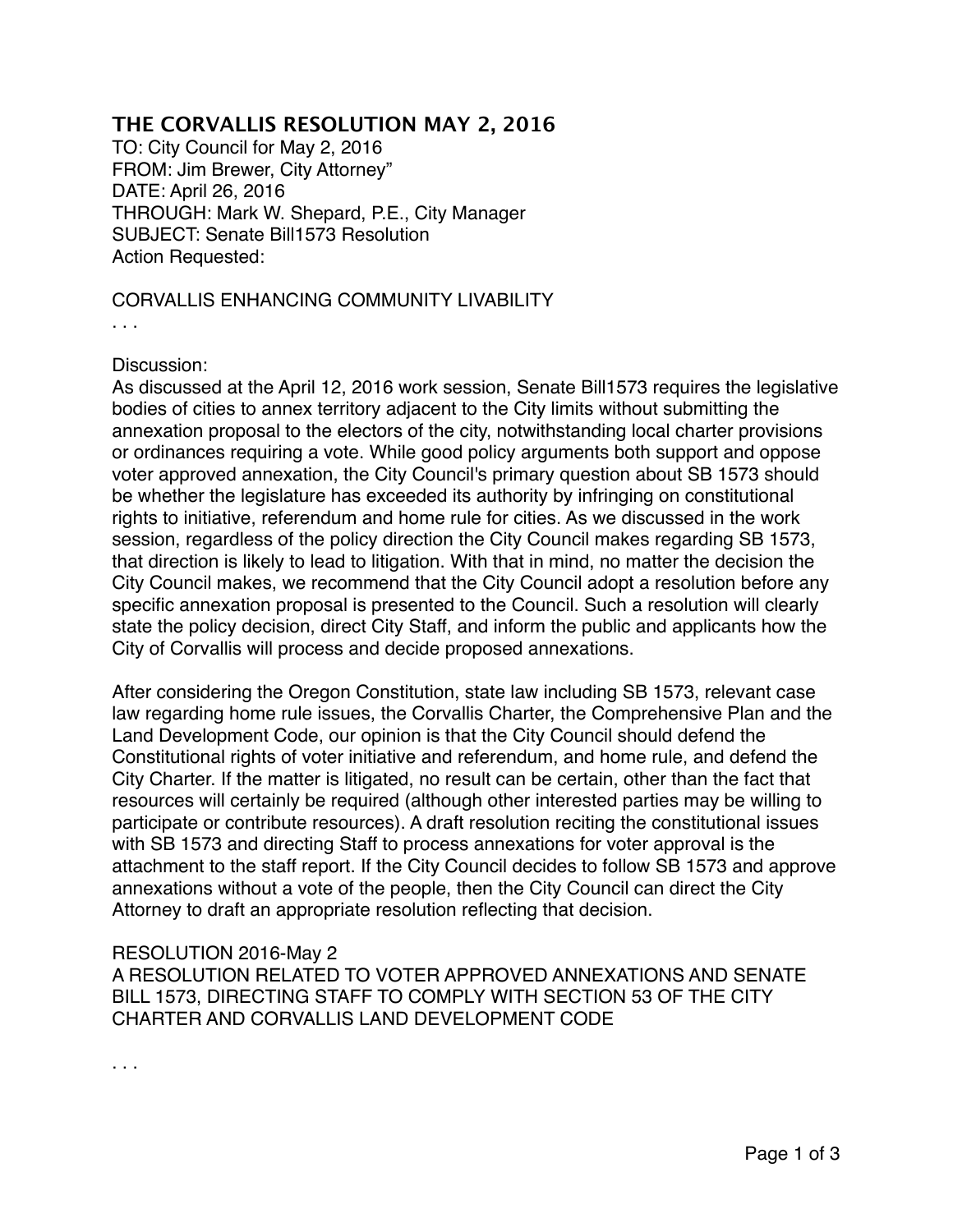## THE CORVALLIS RESOLUTION MAY 2, 2016

TO: City Council for May 2, 2016
FROM: Jim Brewer, City Attorney"
DATE: April 26, 2016
THROUGH: Mark W. Shepard, P.E., City Manager
SUBJECT: Senate Bill1573 Resolution
Action Requested:

CORVALLIS ENHANCING COMMUNITY LIVABILITY
. . .

Discussion:
As discussed at the April 12, 2016 work session, Senate Bill1573 requires the legislative bodies of cities to annex territory adjacent to the City limits without submitting the annexation proposal to the electors of the city, notwithstanding local charter provisions or ordinances requiring a vote. While good policy arguments both support and oppose voter approved annexation, the City Council's primary question about SB 1573 should be whether the legislature has exceeded its authority by infringing on constitutional rights to initiative, referendum and home rule for cities. As we discussed in the work session, regardless of the policy direction the City Council makes regarding SB 1573, that direction is likely to lead to litigation. With that in mind, no matter the decision the City Council makes, we recommend that the City Council adopt a resolution before any specific annexation proposal is presented to the Council. Such a resolution will clearly state the policy decision, direct City Staff, and inform the public and applicants how the City of Corvallis will process and decide proposed annexations.

After considering the Oregon Constitution, state law including SB 1573, relevant case law regarding home rule issues, the Corvallis Charter, the Comprehensive Plan and the Land Development Code, our opinion is that the City Council should defend the Constitutional rights of voter initiative and referendum, and home rule, and defend the City Charter. If the matter is litigated, no result can be certain, other than the fact that resources will certainly be required (although other interested parties may be willing to participate or contribute resources). A draft resolution reciting the constitutional issues with SB 1573 and directing Staff to process annexations for voter approval is the attachment to the staff report. If the City Council decides to follow SB 1573 and approve annexations without a vote of the people, then the City Council can direct the City Attorney to draft an appropriate resolution reflecting that decision.

RESOLUTION 2016-May 2
A RESOLUTION RELATED TO VOTER APPROVED ANNEXATIONS AND SENATE BILL 1573, DIRECTING STAFF TO COMPLY WITH SECTION 53 OF THE CITY CHARTER AND CORVALLIS LAND DEVELOPMENT CODE

. . .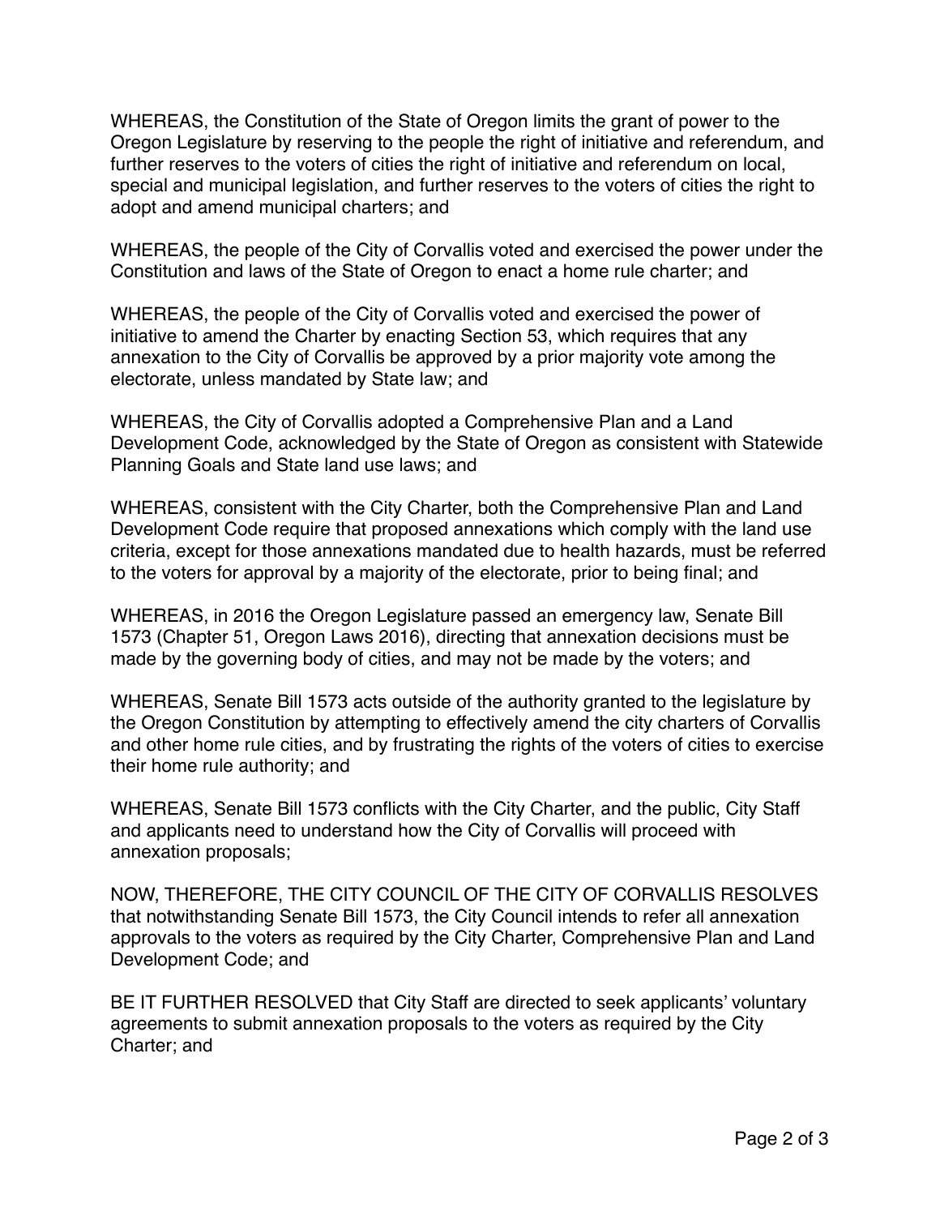WHEREAS, the Constitution of the State of Oregon limits the grant of power to the Oregon Legislature by reserving to the people the right of initiative and referendum, and further reserves to the voters of cities the right of initiative and referendum on local, special and municipal legislation, and further reserves to the voters of cities the right to adopt and amend municipal charters; and

WHEREAS, the people of the City of Corvallis voted and exercised the power under the Constitution and laws of the State of Oregon to enact a home rule charter; and

WHEREAS, the people of the City of Corvallis voted and exercised the power of initiative to amend the Charter by enacting Section 53, which requires that any annexation to the City of Corvallis be approved by a prior majority vote among the electorate, unless mandated by State law; and

WHEREAS, the City of Corvallis adopted a Comprehensive Plan and a Land Development Code, acknowledged by the State of Oregon as consistent with Statewide Planning Goals and State land use laws; and

WHEREAS, consistent with the City Charter, both the Comprehensive Plan and Land Development Code require that proposed annexations which comply with the land use criteria, except for those annexations mandated due to health hazards, must be referred to the voters for approval by a majority of the electorate, prior to being final; and

WHEREAS, in 2016 the Oregon Legislature passed an emergency law, Senate Bill 1573 (Chapter 51, Oregon Laws 2016), directing that annexation decisions must be made by the governing body of cities, and may not be made by the voters; and

WHEREAS, Senate Bill 1573 acts outside of the authority granted to the legislature by the Oregon Constitution by attempting to effectively amend the city charters of Corvallis and other home rule cities, and by frustrating the rights of the voters of cities to exercise their home rule authority; and

WHEREAS, Senate Bill 1573 conflicts with the City Charter, and the public, City Staff and applicants need to understand how the City of Corvallis will proceed with annexation proposals;

NOW, THEREFORE, THE CITY COUNCIL OF THE CITY OF CORVALLIS RESOLVES that notwithstanding Senate Bill 1573, the City Council intends to refer all annexation approvals to the voters as required by the City Charter, Comprehensive Plan and Land Development Code; and

BE IT FURTHER RESOLVED that City Staff are directed to seek applicants' voluntary agreements to submit annexation proposals to the voters as required by the City Charter; and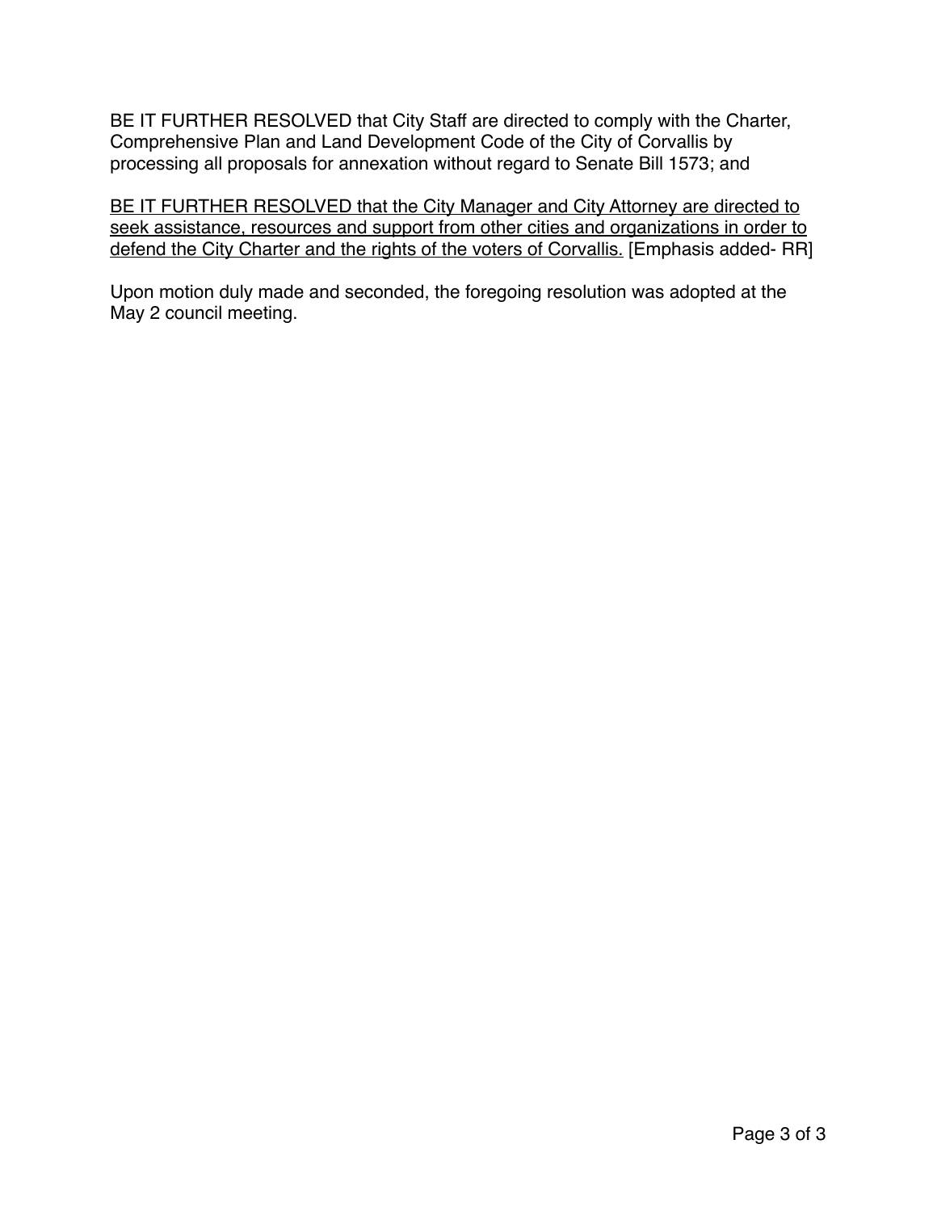BE IT FURTHER RESOLVED that City Staff are directed to comply with the Charter, Comprehensive Plan and Land Development Code of the City of Corvallis by processing all proposals for annexation without regard to Senate Bill 1573; and

<u>BE IT FURTHER RESOLVED that the City Manager and City Attorney are directed to seek assistance, resources and support from other cities and organizations in order to defend the City Charter and the rights of the voters of Corvallis.</u> [Emphasis added- RR]

Upon motion duly made and seconded, the foregoing resolution was adopted at the May 2 council meeting.